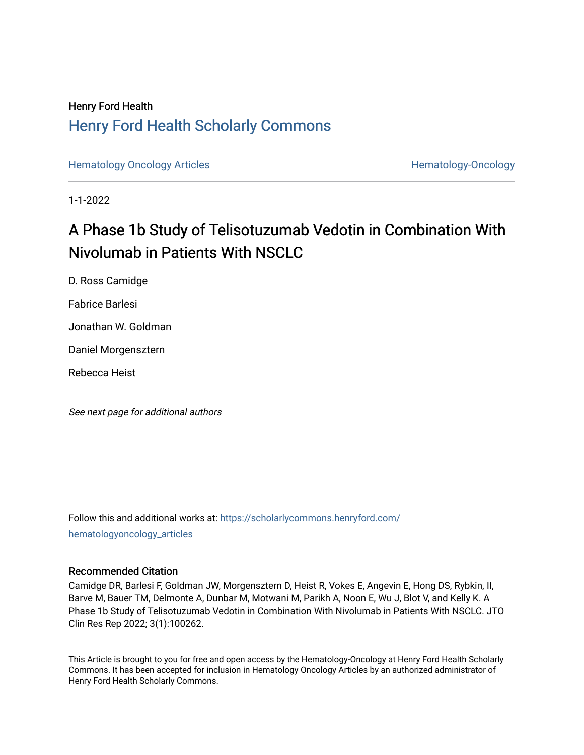Henry Ford Health

# Henry Ford Health Scholarly Commons

Hematology Oncology Articles

Hematology-Oncology

1-1-2022

## A Phase 1b Study of Telisotuzumab Vedotin in Combination With Nivolumab in Patients With NSCLC

D. Ross Camidge

Fabrice Barlesi

Jonathan W. Goldman

Daniel Morgensztern

Rebecca Heist

*See next page for additional authors*

Follow this and additional works at: https://scholarlycommons.henryford.com/hematologyoncology_articles

### Recommended Citation

Camidge DR, Barlesi F, Goldman JW, Morgensztern D, Heist R, Vokes E, Angevin E, Hong DS, Rybkin, II, Barve M, Bauer TM, Delmonte A, Dunbar M, Motwani M, Parikh A, Noon E, Wu J, Blot V, and Kelly K. A Phase 1b Study of Telisotuzumab Vedotin in Combination With Nivolumab in Patients With NSCLC. JTO Clin Res Rep 2022; 3(1):100262.

This Article is brought to you for free and open access by the Hematology-Oncology at Henry Ford Health Scholarly Commons. It has been accepted for inclusion in Hematology Oncology Articles by an authorized administrator of Henry Ford Health Scholarly Commons.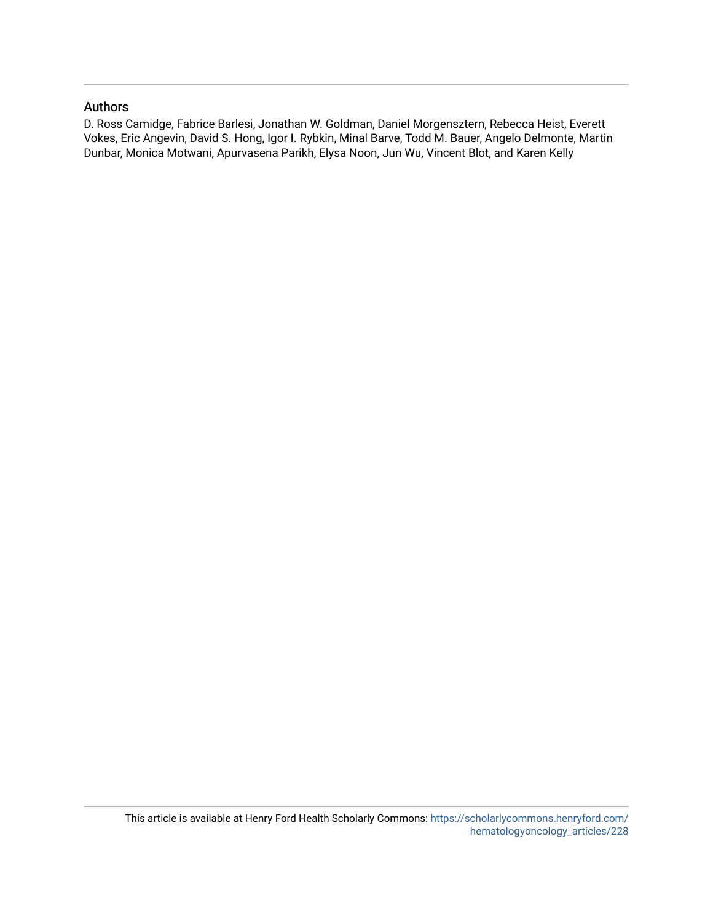## Authors

D. Ross Camidge, Fabrice Barlesi, Jonathan W. Goldman, Daniel Morgensztern, Rebecca Heist, Everett Vokes, Eric Angevin, David S. Hong, Igor I. Rybkin, Minal Barve, Todd M. Bauer, Angelo Delmonte, Martin Dunbar, Monica Motwani, Apurvasena Parikh, Elysa Noon, Jun Wu, Vincent Blot, and Karen Kelly

This article is available at Henry Ford Health Scholarly Commons: https://scholarlycommons.henryford.com/hematologyoncology_articles/228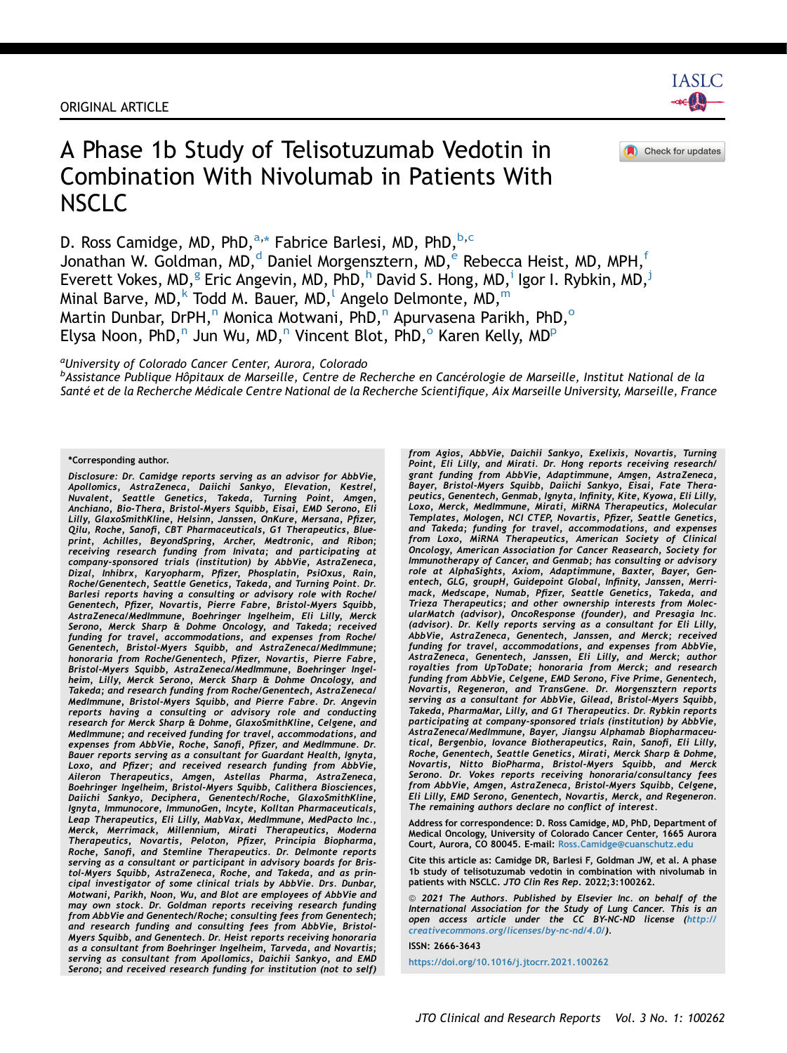ORIGINAL ARTICLE

# A Phase 1b Study of Telisotuzumab Vedotin in Combination With Nivolumab in Patients With NSCLC

D. Ross Camidge, MD, PhD,[a,*] Fabrice Barlesi, MD, PhD,[b,c] Jonathan W. Goldman, MD,[d] Daniel Morgensztern, MD,[e] Rebecca Heist, MD, MPH,[f] Everett Vokes, MD,[g] Eric Angevin, MD, PhD,[h] David S. Hong, MD,[i] Igor I. Rybkin, MD,[j] Minal Barve, MD,[k] Todd M. Bauer, MD,[l] Angelo Delmonte, MD,[m] Martin Dunbar, DrPH,[n] Monica Motwani, PhD,[n] Apurvasena Parikh, PhD,[o] Elysa Noon, PhD,[n] Jun Wu, MD,[n] Vincent Blot, PhD,[o] Karen Kelly, MD[p]

[a]University of Colorado Cancer Center, Aurora, Colorado
[b]Assistance Publique Hôpitaux de Marseille, Centre de Recherche en Cancérologie de Marseille, Institut National de la Santé et de la Recherche Médicale Centre National de la Recherche Scientifique, Aix Marseille University, Marseille, France

*Corresponding author.

*Disclosure: Dr. Camidge reports serving as an advisor for AbbVie, Apollomics, AstraZeneca, Daiichi Sankyo, Elevation, Kestrel, Nuvalent, Seattle Genetics, Takeda, Turning Point, Amgen, Anchiano, Bio-Thera, Bristol-Myers Squibb, Eisai, EMD Serono, Eli Lilly, GlaxoSmithKline, Helsinn, Janssen, OnKure, Mersana, Pfizer, Qilu, Roche, Sanofi, CBT Pharmaceuticals, G1 Therapeutics, Blueprint, Achilles, BeyondSpring, Archer, Medtronic, and Ribon; receiving research funding from Invivata; and participating at company-sponsored trials (institution) by AbbVie, AstraZeneca, Dizal, Inhibrx, Karyopharm, Pfizer, Phosplatin, PsiOxus, Rain, Roche/Genentech, Seattle Genetics, Takeda, and Turning Point. Dr. Barlesi reports having a consulting or advisory role with Roche/Genentech, Pfizer, Novartis, Pierre Fabre, Bristol-Myers Squibb, AstraZeneca/MedImmune, Boehringer Ingelheim, Eli Lilly, Merck Serono, Merck Sharp & Dohme Oncology, and Takeda; received funding for travel, accommodations, and expenses from Roche/Genentech, Bristol-Myers Squibb, and AstraZeneca/MedImmune; honoraria from Roche/Genentech, Pfizer, Novartis, Pierre Fabre, Bristol-Myers Squibb, AstraZeneca/MedImmune, Boehringer Ingelheim, Lilly, Merck Serono, Merck Sharp & Dohme Oncology, and Takeda; and research funding from Roche/Genentech, AstraZeneca/MedImmune, Bristol-Myers Squibb, and Pierre Fabre. Dr. Angevin reports having a consulting or advisory role and conducting research for Merck Sharp & Dohme, GlaxoSmithKline, Celgene, and MedImmune; and received funding for travel, accommodations, and expenses from AbbVie, Roche, Sanofi, Pfizer, and MedImmune. Dr. Bauer reports serving as a consultant for Guardant Health, Ignyta, Loxo, and Pfizer; and received research funding from AbbVie, Aileron Therapeutics, Amgen, Astellas Pharma, AstraZeneca, Boehringer Ingelheim, Bristol-Myers Squibb, Calithera Biosciences, Daiichi Sankyo, Deciphera, Genentech/Roche, GlaxoSmithKline, Ignyta, Immunocore, ImmunoGen, Incyte, Kolltan Pharmaceuticals, Leap Therapeutics, Eli Lilly, MabVax, MedImmune, MedPacto Inc., Merck, Merrimack, Millennium, Mirati Therapeutics, Moderna Therapeutics, Novartis, Peloton, Pfizer, Principia Biopharma, Roche, Sanofi, and Stemline Therapeutics. Dr. Delmonte reports serving as a consultant or participant in advisory boards for Bristol-Myers Squibb, AstraZeneca, Roche, and Takeda, and as principal investigator of some clinical trials by AbbVie. Drs. Dunbar, Motwani, Parikh, Noon, Wu, and Blot are employees of AbbVie and may own stock. Dr. Goldman reports receiving research funding from AbbVie and Genentech/Roche; consulting fees from Genentech; and research funding and consulting fees from AbbVie, Bristol-Myers Squibb, and Genentech. Dr. Heist reports receiving honoraria as a consultant from Boehringer Ingelheim, Tarveda, and Novartis; serving as consultant from Apollomics, Daichii Sankyo, and EMD Serono; and received research funding for institution (not to self) from Agios, AbbVie, Daichii Sankyo, Exelixis, Novartis, Turning Point, Eli Lilly, and Mirati. Dr. Hong reports receiving research/grant funding from AbbVie, Adaptimmune, Amgen, AstraZeneca, Bayer, Bristol-Myers Squibb, Daiichi Sankyo, Eisai, Fate Therapeutics, Genentech, Genmab, Ignyta, Infinity, Kite, Kyowa, Eli Lilly, Loxo, Merck, MedImmune, Mirati, MiRNA Therapeutics, Molecular Templates, Mologen, NCI CTEP, Novartis, Pfizer, Seattle Genetics, and Takeda; funding for travel, accommodations, and expenses from Loxo, MiRNA Therapeutics, American Society of Clinical Oncology, American Association for Cancer Reasearch, Society for Immunotherapy of Cancer, and Genmab; has consulting or advisory role at AlphaSights, Axiom, Adaptimmune, Baxter, Bayer, Genentech, GLG, groupH, Guidepoint Global, Infinity, Janssen, Merrimack, Medscape, Numab, Pfizer, Seattle Genetics, Takeda, and Trieza Therapeutics; and other ownership interests from MolecularMatch (advisor), OncoResponse (founder), and Presagia Inc. (advisor). Dr. Kelly reports serving as a consultant for Eli Lilly, AbbVie, AstraZeneca, Genentech, Janssen, and Merck; received funding for travel, accommodations, and expenses from AbbVie, AstraZeneca, Genentech, Janssen, Eli Lilly, and Merck; author royalties from UpToDate; honoraria from Merck; and research funding from AbbVie, Celgene, EMD Serono, Five Prime, Genentech, Novartis, Regeneron, and TransGene. Dr. Morgensztern reports serving as a consultant for AbbVie, Gilead, Bristol-Myers Squibb, Takeda, PharmaMar, Lilly, and G1 Therapeutics. Dr. Rybkin reports participating at company-sponsored trials (institution) by AbbVie, AstraZeneca/MedImmune, Bayer, Jiangsu Alphamab Biopharmaceutical, Bergenbio, Iovance Biotherapeutics, Rain, Sanofi, Eli Lilly, Roche, Genentech, Seattle Genetics, Mirati, Merck Sharp & Dohme, Novartis, Nitto BioPharma, Bristol-Myers Squibb, and Merck Serono. Dr. Vokes reports receiving honoraria/consultancy fees from AbbVie, Amgen, AstraZeneca, Bristol-Myers Squibb, Celgene, Eli Lilly, EMD Serono, Genentech, Novartis, Merck, and Regeneron. The remaining authors declare no conflict of interest.*

Address for correspondence: D. Ross Camidge, MD, PhD, Department of Medical Oncology, University of Colorado Cancer Center, 1665 Aurora Court, Aurora, CO 80045. E-mail: Ross.Camidge@cuanschutz.edu

Cite this article as: Camidge DR, Barlesi F, Goldman JW, et al. A phase 1b study of telisotuzumab vedotin in combination with nivolumab in patients with NSCLC. *JTO Clin Res Rep*. 2022;3:100262.

© 2021 The Authors. Published by Elsevier Inc. on behalf of the International Association for the Study of Lung Cancer. This is an open access article under the CC BY-NC-ND license (http://creativecommons.org/licenses/by-nc-nd/4.0/).

ISSN: 2666-3643

https://doi.org/10.1016/j.jtocrr.2021.100262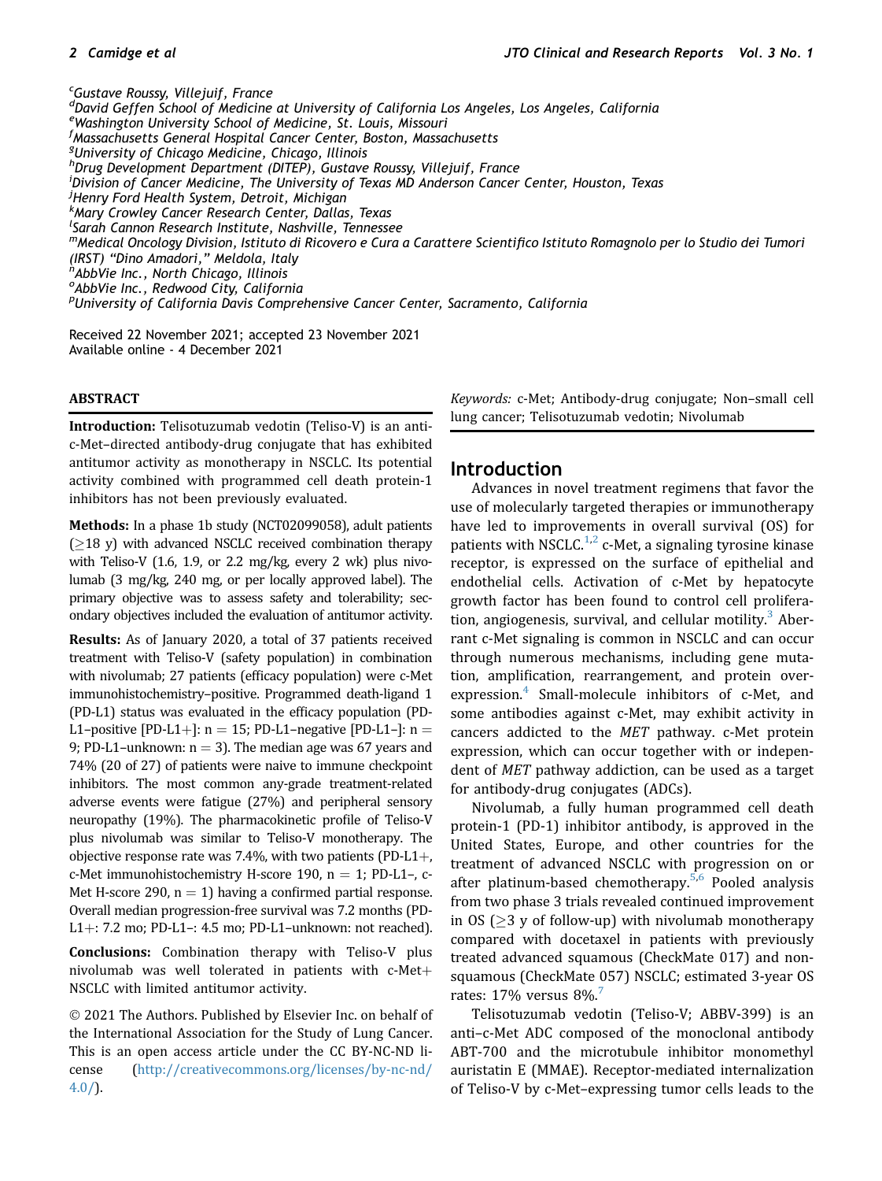[c]Gustave Roussy, Villejuif, France
[d]David Geffen School of Medicine at University of California Los Angeles, Los Angeles, California
[e]Washington University School of Medicine, St. Louis, Missouri
[f]Massachusetts General Hospital Cancer Center, Boston, Massachusetts
[g]University of Chicago Medicine, Chicago, Illinois
[h]Drug Development Department (DITEP), Gustave Roussy, Villejuif, France
[i]Division of Cancer Medicine, The University of Texas MD Anderson Cancer Center, Houston, Texas
[j]Henry Ford Health System, Detroit, Michigan
[k]Mary Crowley Cancer Research Center, Dallas, Texas
[l]Sarah Cannon Research Institute, Nashville, Tennessee
[m]Medical Oncology Division, Istituto di Ricovero e Cura a Carattere Scientifico Istituto Romagnolo per lo Studio dei Tumori (IRST) "Dino Amadori," Meldola, Italy
[n]AbbVie Inc., North Chicago, Illinois
[o]AbbVie Inc., Redwood City, California
[p]University of California Davis Comprehensive Cancer Center, Sacramento, California

Received 22 November 2021; accepted 23 November 2021
Available online - 4 December 2021

## ABSTRACT

**Introduction:** Telisotuzumab vedotin (Teliso-V) is an anti-c-Met–directed antibody-drug conjugate that has exhibited antitumor activity as monotherapy in NSCLC. Its potential activity combined with programmed cell death protein-1 inhibitors has not been previously evaluated.

**Methods:** In a phase 1b study (NCT02099058), adult patients (≥18 y) with advanced NSCLC received combination therapy with Teliso-V (1.6, 1.9, or 2.2 mg/kg, every 2 wk) plus nivolumab (3 mg/kg, 240 mg, or per locally approved label). The primary objective was to assess safety and tolerability; secondary objectives included the evaluation of antitumor activity.

**Results:** As of January 2020, a total of 37 patients received treatment with Teliso-V (safety population) in combination with nivolumab; 27 patients (efficacy population) were c-Met immunohistochemistry–positive. Programmed death-ligand 1 (PD-L1) status was evaluated in the efficacy population (PD-L1–positive [PD-L1+]: n = 15; PD-L1–negative [PD-L1−]: n = 9; PD-L1–unknown: n = 3). The median age was 67 years and 74% (20 of 27) of patients were naive to immune checkpoint inhibitors. The most common any-grade treatment-related adverse events were fatigue (27%) and peripheral sensory neuropathy (19%). The pharmacokinetic profile of Teliso-V plus nivolumab was similar to Teliso-V monotherapy. The objective response rate was 7.4%, with two patients (PD-L1+, c-Met immunohistochemistry H-score 190, n = 1; PD-L1−, c-Met H-score 290, n = 1) having a confirmed partial response. Overall median progression-free survival was 7.2 months (PD-L1+: 7.2 mo; PD-L1−: 4.5 mo; PD-L1–unknown: not reached).

**Conclusions:** Combination therapy with Teliso-V plus nivolumab was well tolerated in patients with c-Met+ NSCLC with limited antitumor activity.

© 2021 The Authors. Published by Elsevier Inc. on behalf of the International Association for the Study of Lung Cancer. This is an open access article under the CC BY-NC-ND license (http://creativecommons.org/licenses/by-nc-nd/4.0/).

*Keywords:* c-Met; Antibody-drug conjugate; Non–small cell lung cancer; Telisotuzumab vedotin; Nivolumab

## Introduction

Advances in novel treatment regimens that favor the use of molecularly targeted therapies or immunotherapy have led to improvements in overall survival (OS) for patients with NSCLC.[1,2] c-Met, a signaling tyrosine kinase receptor, is expressed on the surface of epithelial and endothelial cells. Activation of c-Met by hepatocyte growth factor has been found to control cell proliferation, angiogenesis, survival, and cellular motility.[3] Aberrant c-Met signaling is common in NSCLC and can occur through numerous mechanisms, including gene mutation, amplification, rearrangement, and protein overexpression.[4] Small-molecule inhibitors of c-Met, and some antibodies against c-Met, may exhibit activity in cancers addicted to the *MET* pathway. c-Met protein expression, which can occur together with or independent of *MET* pathway addiction, can be used as a target for antibody-drug conjugates (ADCs).

Nivolumab, a fully human programmed cell death protein-1 (PD-1) inhibitor antibody, is approved in the United States, Europe, and other countries for the treatment of advanced NSCLC with progression on or after platinum-based chemotherapy.[5,6] Pooled analysis from two phase 3 trials revealed continued improvement in OS (≥3 y of follow-up) with nivolumab monotherapy compared with docetaxel in patients with previously treated advanced squamous (CheckMate 017) and non-squamous (CheckMate 057) NSCLC; estimated 3-year OS rates: 17% versus 8%.[7]

Telisotuzumab vedotin (Teliso-V; ABBV-399) is an anti–c-Met ADC composed of the monoclonal antibody ABT-700 and the microtubule inhibitor monomethyl auristatin E (MMAE). Receptor-mediated internalization of Teliso-V by c-Met–expressing tumor cells leads to the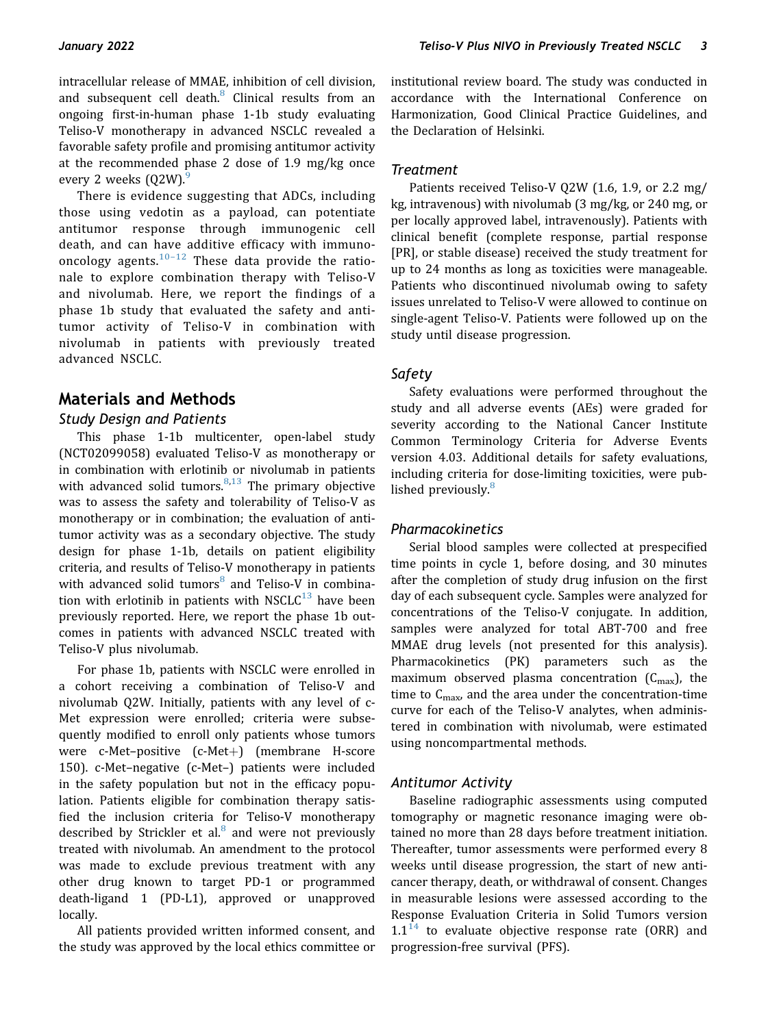intracellular release of MMAE, inhibition of cell division, and subsequent cell death.[8] Clinical results from an ongoing first-in-human phase 1-1b study evaluating Teliso-V monotherapy in advanced NSCLC revealed a favorable safety profile and promising antitumor activity at the recommended phase 2 dose of 1.9 mg/kg once every 2 weeks (Q2W).[9]

There is evidence suggesting that ADCs, including those using vedotin as a payload, can potentiate antitumor response through immunogenic cell death, and can have additive efficacy with immuno-oncology agents.[10–12] These data provide the rationale to explore combination therapy with Teliso-V and nivolumab. Here, we report the findings of a phase 1b study that evaluated the safety and antitumor activity of Teliso-V in combination with nivolumab in patients with previously treated advanced NSCLC.

## Materials and Methods

### Study Design and Patients

This phase 1-1b multicenter, open-label study (NCT02099058) evaluated Teliso-V as monotherapy or in combination with erlotinib or nivolumab in patients with advanced solid tumors.[8,13] The primary objective was to assess the safety and tolerability of Teliso-V as monotherapy or in combination; the evaluation of antitumor activity was as a secondary objective. The study design for phase 1-1b, details on patient eligibility criteria, and results of Teliso-V monotherapy in patients with advanced solid tumors[8] and Teliso-V in combination with erlotinib in patients with NSCLC[13] have been previously reported. Here, we report the phase 1b outcomes in patients with advanced NSCLC treated with Teliso-V plus nivolumab.

For phase 1b, patients with NSCLC were enrolled in a cohort receiving a combination of Teliso-V and nivolumab Q2W. Initially, patients with any level of c-Met expression were enrolled; criteria were subsequently modified to enroll only patients whose tumors were c-Met–positive (c-Met+) (membrane H-score 150). c-Met–negative (c-Met–) patients were included in the safety population but not in the efficacy population. Patients eligible for combination therapy satisfied the inclusion criteria for Teliso-V monotherapy described by Strickler et al.[8] and were not previously treated with nivolumab. An amendment to the protocol was made to exclude previous treatment with any other drug known to target PD-1 or programmed death-ligand 1 (PD-L1), approved or unapproved locally.

All patients provided written informed consent, and the study was approved by the local ethics committee or institutional review board. The study was conducted in accordance with the International Conference on Harmonization, Good Clinical Practice Guidelines, and the Declaration of Helsinki.

### Treatment

Patients received Teliso-V Q2W (1.6, 1.9, or 2.2 mg/kg, intravenous) with nivolumab (3 mg/kg, or 240 mg, or per locally approved label, intravenously). Patients with clinical benefit (complete response, partial response [PR], or stable disease) received the study treatment for up to 24 months as long as toxicities were manageable. Patients who discontinued nivolumab owing to safety issues unrelated to Teliso-V were allowed to continue on single-agent Teliso-V. Patients were followed up on the study until disease progression.

### Safety

Safety evaluations were performed throughout the study and all adverse events (AEs) were graded for severity according to the National Cancer Institute Common Terminology Criteria for Adverse Events version 4.03. Additional details for safety evaluations, including criteria for dose-limiting toxicities, were published previously.[8]

### Pharmacokinetics

Serial blood samples were collected at prespecified time points in cycle 1, before dosing, and 30 minutes after the completion of study drug infusion on the first day of each subsequent cycle. Samples were analyzed for concentrations of the Teliso-V conjugate. In addition, samples were analyzed for total ABT-700 and free MMAE drug levels (not presented for this analysis). Pharmacokinetics (PK) parameters such as the maximum observed plasma concentration ($C_{max}$), the time to $C_{max}$, and the area under the concentration-time curve for each of the Teliso-V analytes, when administered in combination with nivolumab, were estimated using noncompartmental methods.

### Antitumor Activity

Baseline radiographic assessments using computed tomography or magnetic resonance imaging were obtained no more than 28 days before treatment initiation. Thereafter, tumor assessments were performed every 8 weeks until disease progression, the start of new anticancer therapy, death, or withdrawal of consent. Changes in measurable lesions were assessed according to the Response Evaluation Criteria in Solid Tumors version 1.1[14] to evaluate objective response rate (ORR) and progression-free survival (PFS).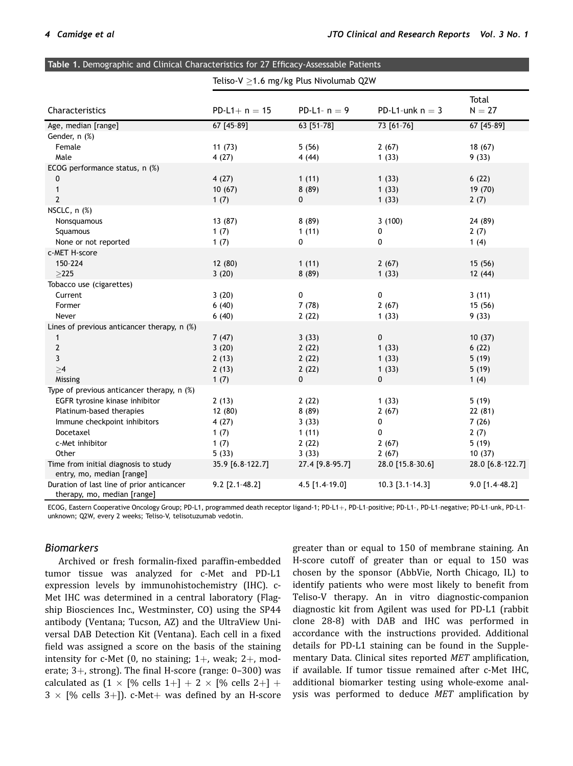**Table 1.** Demographic and Clinical Characteristics for 27 Efficacy-Assessable Patients

| Characteristics | Teliso-V ≥1.6 mg/kg Plus Nivolumab Q2W | | | |
|---|---|---|---|---|
| | PD-L1+ n = 15 | PD-L1- n = 9 | PD-L1-unk n = 3 | Total N = 27 |
| Age, median [range] | 67 [45-89] | 63 [51-78] | 73 [61-76] | 67 [45-89] |
| Gender, n (%) | | | | |
| Female | 11 (73) | 5 (56) | 2 (67) | 18 (67) |
| Male | 4 (27) | 4 (44) | 1 (33) | 9 (33) |
| ECOG performance status, n (%) | | | | |
| 0 | 4 (27) | 1 (11) | 1 (33) | 6 (22) |
| 1 | 10 (67) | 8 (89) | 1 (33) | 19 (70) |
| 2 | 1 (7) | 0 | 1 (33) | 2 (7) |
| NSCLC, n (%) | | | | |
| Nonsquamous | 13 (87) | 8 (89) | 3 (100) | 24 (89) |
| Squamous | 1 (7) | 1 (11) | 0 | 2 (7) |
| None or not reported | 1 (7) | 0 | 0 | 1 (4) |
| c-MET H-score | | | | |
| 150-224 | 12 (80) | 1 (11) | 2 (67) | 15 (56) |
| ≥225 | 3 (20) | 8 (89) | 1 (33) | 12 (44) |
| Tobacco use (cigarettes) | | | | |
| Current | 3 (20) | 0 | 0 | 3 (11) |
| Former | 6 (40) | 7 (78) | 2 (67) | 15 (56) |
| Never | 6 (40) | 2 (22) | 1 (33) | 9 (33) |
| Lines of previous anticancer therapy, n (%) | | | | |
| 1 | 7 (47) | 3 (33) | 0 | 10 (37) |
| 2 | 3 (20) | 2 (22) | 1 (33) | 6 (22) |
| 3 | 2 (13) | 2 (22) | 1 (33) | 5 (19) |
| ≥4 | 2 (13) | 2 (22) | 1 (33) | 5 (19) |
| Missing | 1 (7) | 0 | 0 | 1 (4) |
| Type of previous anticancer therapy, n (%) | | | | |
| EGFR tyrosine kinase inhibitor | 2 (13) | 2 (22) | 1 (33) | 5 (19) |
| Platinum-based therapies | 12 (80) | 8 (89) | 2 (67) | 22 (81) |
| Immune checkpoint inhibitors | 4 (27) | 3 (33) | 0 | 7 (26) |
| Docetaxel | 1 (7) | 1 (11) | 0 | 2 (7) |
| c-Met inhibitor | 1 (7) | 2 (22) | 2 (67) | 5 (19) |
| Other | 5 (33) | 3 (33) | 2 (67) | 10 (37) |
| Time from initial diagnosis to study entry, mo, median [range] | 35.9 [6.8-122.7] | 27.4 [9.8-95.7] | 28.0 [15.8-30.6] | 28.0 [6.8-122.7] |
| Duration of last line of prior anticancer therapy, mo, median [range] | 9.2 [2.1-48.2] | 4.5 [1.4-19.0] | 10.3 [3.1-14.3] | 9.0 [1.4-48.2] |

ECOG, Eastern Cooperative Oncology Group; PD-L1, programmed death receptor ligand-1; PD-L1+, PD-L1-positive; PD-L1-, PD-L1-negative; PD-L1-unk, PD-L1-unknown; Q2W, every 2 weeks; Teliso-V, telisotuzumab vedotin.

### Biomarkers

Archived or fresh formalin-fixed paraffin-embedded tumor tissue was analyzed for c-Met and PD-L1 expression levels by immunohistochemistry (IHC). c-Met IHC was determined in a central laboratory (Flagship Biosciences Inc., Westminster, CO) using the SP44 antibody (Ventana; Tucson, AZ) and the UltraView Universal DAB Detection Kit (Ventana). Each cell in a fixed field was assigned a score on the basis of the staining intensity for c-Met (0, no staining; 1+, weak; 2+, moderate; 3+, strong). The final H-score (range: 0–300) was calculated as (1 × [% cells 1+] + 2 × [% cells 2+] + 3 × [% cells 3+]). c-Met+ was defined by an H-score greater than or equal to 150 of membrane staining. An H-score cutoff of greater than or equal to 150 was chosen by the sponsor (AbbVie, North Chicago, IL) to identify patients who were most likely to benefit from Teliso-V therapy. An in vitro diagnostic-companion diagnostic kit from Agilent was used for PD-L1 (rabbit clone 28-8) with DAB and IHC was performed in accordance with the instructions provided. Additional details for PD-L1 staining can be found in the Supplementary Data. Clinical sites reported *MET* amplification, if available. If tumor tissue remained after c-Met IHC, additional biomarker testing using whole-exome analysis was performed to deduce *MET* amplification by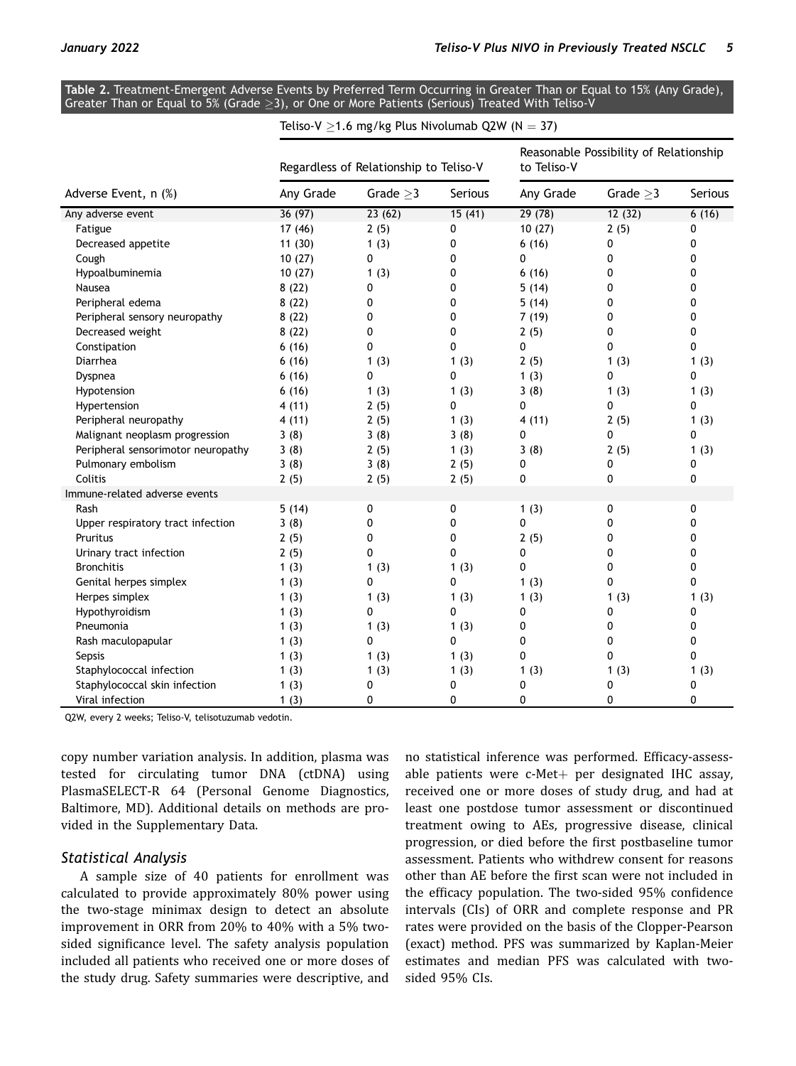**Table 2.** Treatment-Emergent Adverse Events by Preferred Term Occurring in Greater Than or Equal to 15% (Any Grade), Greater Than or Equal to 5% (Grade ≥3), or One or More Patients (Serious) Treated With Teliso-V

| | Teliso-V ≥1.6 mg/kg Plus Nivolumab Q2W (N = 37) | | | | | |
|---|---|---|---|---|---|---|
| | Regardless of Relationship to Teliso-V | | | Reasonable Possibility of Relationship to Teliso-V | | |
| Adverse Event, n (%) | Any Grade | Grade ≥3 | Serious | Any Grade | Grade ≥3 | Serious |
| Any adverse event | 36 (97) | 23 (62) | 15 (41) | 29 (78) | 12 (32) | 6 (16) |
| Fatigue | 17 (46) | 2 (5) | 0 | 10 (27) | 2 (5) | 0 |
| Decreased appetite | 11 (30) | 1 (3) | 0 | 6 (16) | 0 | 0 |
| Cough | 10 (27) | 0 | 0 | 0 | 0 | 0 |
| Hypoalbuminemia | 10 (27) | 1 (3) | 0 | 6 (16) | 0 | 0 |
| Nausea | 8 (22) | 0 | 0 | 5 (14) | 0 | 0 |
| Peripheral edema | 8 (22) | 0 | 0 | 5 (14) | 0 | 0 |
| Peripheral sensory neuropathy | 8 (22) | 0 | 0 | 7 (19) | 0 | 0 |
| Decreased weight | 8 (22) | 0 | 0 | 2 (5) | 0 | 0 |
| Constipation | 6 (16) | 0 | 0 | 0 | 0 | 0 |
| Diarrhea | 6 (16) | 1 (3) | 1 (3) | 2 (5) | 1 (3) | 1 (3) |
| Dyspnea | 6 (16) | 0 | 0 | 1 (3) | 0 | 0 |
| Hypotension | 6 (16) | 1 (3) | 1 (3) | 3 (8) | 1 (3) | 1 (3) |
| Hypertension | 4 (11) | 2 (5) | 0 | 0 | 0 | 0 |
| Peripheral neuropathy | 4 (11) | 2 (5) | 1 (3) | 4 (11) | 2 (5) | 1 (3) |
| Malignant neoplasm progression | 3 (8) | 3 (8) | 3 (8) | 0 | 0 | 0 |
| Peripheral sensorimotor neuropathy | 3 (8) | 2 (5) | 1 (3) | 3 (8) | 2 (5) | 1 (3) |
| Pulmonary embolism | 3 (8) | 3 (8) | 2 (5) | 0 | 0 | 0 |
| Colitis | 2 (5) | 2 (5) | 2 (5) | 0 | 0 | 0 |
| Immune-related adverse events | | | | | | |
| Rash | 5 (14) | 0 | 0 | 1 (3) | 0 | 0 |
| Upper respiratory tract infection | 3 (8) | 0 | 0 | 0 | 0 | 0 |
| Pruritus | 2 (5) | 0 | 0 | 2 (5) | 0 | 0 |
| Urinary tract infection | 2 (5) | 0 | 0 | 0 | 0 | 0 |
| Bronchitis | 1 (3) | 1 (3) | 1 (3) | 0 | 0 | 0 |
| Genital herpes simplex | 1 (3) | 0 | 0 | 1 (3) | 0 | 0 |
| Herpes simplex | 1 (3) | 1 (3) | 1 (3) | 1 (3) | 1 (3) | 1 (3) |
| Hypothyroidism | 1 (3) | 0 | 0 | 0 | 0 | 0 |
| Pneumonia | 1 (3) | 1 (3) | 1 (3) | 0 | 0 | 0 |
| Rash maculopapular | 1 (3) | 0 | 0 | 0 | 0 | 0 |
| Sepsis | 1 (3) | 1 (3) | 1 (3) | 0 | 0 | 0 |
| Staphylococcal infection | 1 (3) | 1 (3) | 1 (3) | 1 (3) | 1 (3) | 1 (3) |
| Staphylococcal skin infection | 1 (3) | 0 | 0 | 0 | 0 | 0 |
| Viral infection | 1 (3) | 0 | 0 | 0 | 0 | 0 |

Q2W, every 2 weeks; Teliso-V, telisotuzumab vedotin.

copy number variation analysis. In addition, plasma was tested for circulating tumor DNA (ctDNA) using PlasmaSELECT-R 64 (Personal Genome Diagnostics, Baltimore, MD). Additional details on methods are provided in the Supplementary Data.

### Statistical Analysis

A sample size of 40 patients for enrollment was calculated to provide approximately 80% power using the two-stage minimax design to detect an absolute improvement in ORR from 20% to 40% with a 5% two-sided significance level. The safety analysis population included all patients who received one or more doses of the study drug. Safety summaries were descriptive, and no statistical inference was performed. Efficacy-assessable patients were c-Met+ per designated IHC assay, received one or more doses of study drug, and had at least one postdose tumor assessment or discontinued treatment owing to AEs, progressive disease, clinical progression, or died before the first postbaseline tumor assessment. Patients who withdrew consent for reasons other than AE before the first scan were not included in the efficacy population. The two-sided 95% confidence intervals (CIs) of ORR and complete response and PR rates were provided on the basis of the Clopper-Pearson (exact) method. PFS was summarized by Kaplan-Meier estimates and median PFS was calculated with two-sided 95% CIs.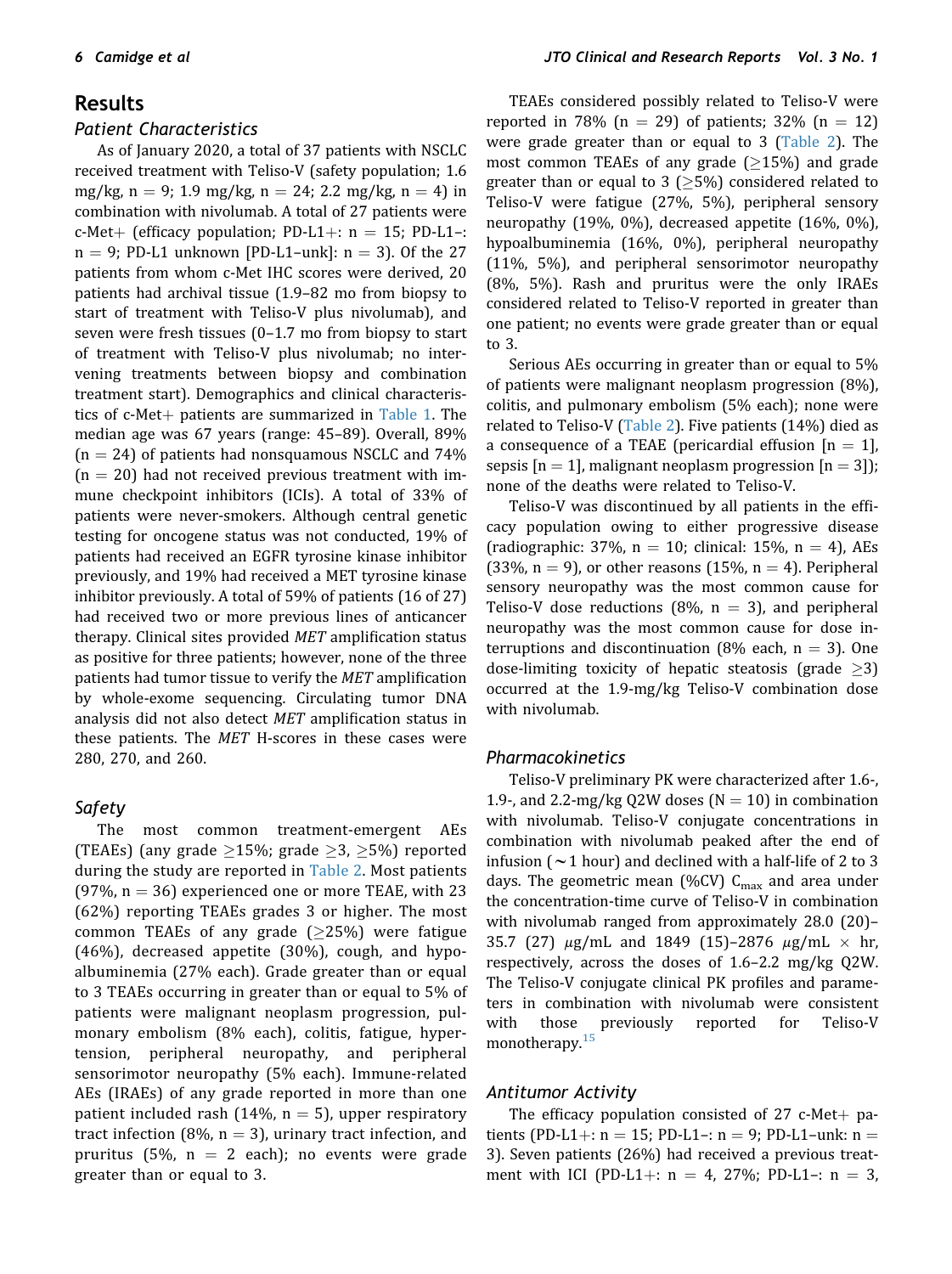## Results

### Patient Characteristics

As of January 2020, a total of 37 patients with NSCLC received treatment with Teliso-V (safety population; 1.6 mg/kg, n = 9; 1.9 mg/kg, n = 24; 2.2 mg/kg, n = 4) in combination with nivolumab. A total of 27 patients were c-Met+ (efficacy population; PD-L1+: n = 15; PD-L1–: n = 9; PD-L1 unknown [PD-L1–unk]: n = 3). Of the 27 patients from whom c-Met IHC scores were derived, 20 patients had archival tissue (1.9–82 mo from biopsy to start of treatment with Teliso-V plus nivolumab), and seven were fresh tissues (0–1.7 mo from biopsy to start of treatment with Teliso-V plus nivolumab; no intervening treatments between biopsy and combination treatment start). Demographics and clinical characteristics of c-Met+ patients are summarized in Table 1. The median age was 67 years (range: 45–89). Overall, 89% (n = 24) of patients had nonsquamous NSCLC and 74% (n = 20) had not received previous treatment with immune checkpoint inhibitors (ICIs). A total of 33% of patients were never-smokers. Although central genetic testing for oncogene status was not conducted, 19% of patients had received an EGFR tyrosine kinase inhibitor previously, and 19% had received a MET tyrosine kinase inhibitor previously. A total of 59% of patients (16 of 27) had received two or more previous lines of anticancer therapy. Clinical sites provided *MET* amplification status as positive for three patients; however, none of the three patients had tumor tissue to verify the *MET* amplification by whole-exome sequencing. Circulating tumor DNA analysis did not also detect *MET* amplification status in these patients. The *MET* H-scores in these cases were 280, 270, and 260.

### Safety

The most common treatment-emergent AEs (TEAEs) (any grade ≥15%; grade ≥3, ≥5%) reported during the study are reported in Table 2. Most patients (97%, n = 36) experienced one or more TEAE, with 23 (62%) reporting TEAEs grades 3 or higher. The most common TEAEs of any grade (≥25%) were fatigue (46%), decreased appetite (30%), cough, and hypoalbuminemia (27% each). Grade greater than or equal to 3 TEAEs occurring in greater than or equal to 5% of patients were malignant neoplasm progression, pulmonary embolism (8% each), colitis, fatigue, hypertension, peripheral neuropathy, and peripheral sensorimotor neuropathy (5% each). Immune-related AEs (IRAEs) of any grade reported in more than one patient included rash (14%, n = 5), upper respiratory tract infection (8%, n = 3), urinary tract infection, and pruritus (5%, n = 2 each); no events were grade greater than or equal to 3.

TEAEs considered possibly related to Teliso-V were reported in 78% (n = 29) of patients; 32% (n = 12) were grade greater than or equal to 3 (Table 2). The most common TEAEs of any grade (≥15%) and grade greater than or equal to 3 (≥5%) considered related to Teliso-V were fatigue (27%, 5%), peripheral sensory neuropathy (19%, 0%), decreased appetite (16%, 0%), hypoalbuminemia (16%, 0%), peripheral neuropathy (11%, 5%), and peripheral sensorimotor neuropathy (8%, 5%). Rash and pruritus were the only IRAEs considered related to Teliso-V reported in greater than one patient; no events were grade greater than or equal to 3.

Serious AEs occurring in greater than or equal to 5% of patients were malignant neoplasm progression (8%), colitis, and pulmonary embolism (5% each); none were related to Teliso-V (Table 2). Five patients (14%) died as a consequence of a TEAE (pericardial effusion [n = 1], sepsis [n = 1], malignant neoplasm progression [n = 3]); none of the deaths were related to Teliso-V.

Teliso-V was discontinued by all patients in the efficacy population owing to either progressive disease (radiographic: 37%, n = 10; clinical: 15%, n = 4), AEs (33%, n = 9), or other reasons (15%, n = 4). Peripheral sensory neuropathy was the most common cause for Teliso-V dose reductions (8%, n = 3), and peripheral neuropathy was the most common cause for dose interruptions and discontinuation (8% each, n = 3). One dose-limiting toxicity of hepatic steatosis (grade ≥3) occurred at the 1.9-mg/kg Teliso-V combination dose with nivolumab.

### Pharmacokinetics

Teliso-V preliminary PK were characterized after 1.6-, 1.9-, and 2.2-mg/kg Q2W doses (N = 10) in combination with nivolumab. Teliso-V conjugate concentrations in combination with nivolumab peaked after the end of infusion (~1 hour) and declined with a half-life of 2 to 3 days. The geometric mean (%CV) $C_{max}$ and area under the concentration-time curve of Teliso-V in combination with nivolumab ranged from approximately 28.0 (20)–35.7 (27) μg/mL and 1849 (15)–2876 μg/mL × hr, respectively, across the doses of 1.6–2.2 mg/kg Q2W. The Teliso-V conjugate clinical PK profiles and parameters in combination with nivolumab were consistent with those previously reported for Teliso-V monotherapy.[15]

### Antitumor Activity

The efficacy population consisted of 27 c-Met+ patients (PD-L1+: n = 15; PD-L1–: n = 9; PD-L1–unk: n = 3). Seven patients (26%) had received a previous treatment with ICI (PD-L1+: n = 4, 27%; PD-L1–: n = 3,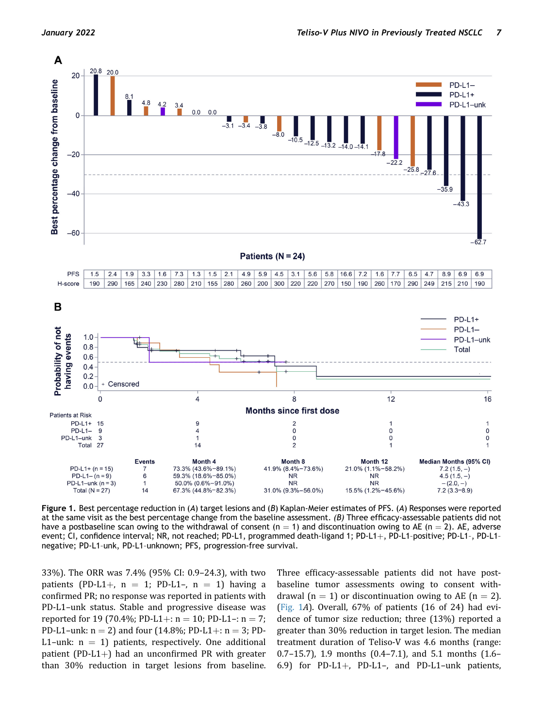**Figure 1.** Best percentage reduction in (*A*) target lesions and (*B*) Kaplan-Meier estimates of PFS. (*A*) Responses were reported at the same visit as the best percentage change from the baseline assessment. *(B)* Three efficacy-assessable patients did not have a postbaseline scan owing to the withdrawal of consent (n = 1) and discontinuation owing to AE (n = 2). AE, adverse event; CI, confidence interval; NR, not reached; PD-L1, programmed death-ligand 1; PD-L1+, PD-L1-positive; PD-L1-, PD-L1-negative; PD-L1-unk, PD-L1-unknown; PFS, progression-free survival.

33%). The ORR was 7.4% (95% CI: 0.9–24.3), with two patients (PD-L1+, n = 1; PD-L1–, n = 1) having a confirmed PR; no response was reported in patients with PD-L1–unk status. Stable and progressive disease was reported for 19 (70.4%; PD-L1+: n = 10; PD-L1–: n = 7; PD-L1–unk: n = 2) and four (14.8%; PD-L1+: n = 3; PD-L1–unk: n = 1) patients, respectively. One additional patient (PD-L1+) had an unconfirmed PR with greater than 30% reduction in target lesions from baseline. Three efficacy-assessable patients did not have postbaseline tumor assessments owing to consent withdrawal (n = 1) or discontinuation owing to AE (n = 2). (Fig. 1*A*). Overall, 67% of patients (16 of 24) had evidence of tumor size reduction; three (13%) reported a greater than 30% reduction in target lesion. The median treatment duration of Teliso-V was 4.6 months (range: 0.7–15.7), 1.9 months (0.4–7.1), and 5.1 months (1.6–6.9) for PD-L1+, PD-L1–, and PD-L1–unk patients,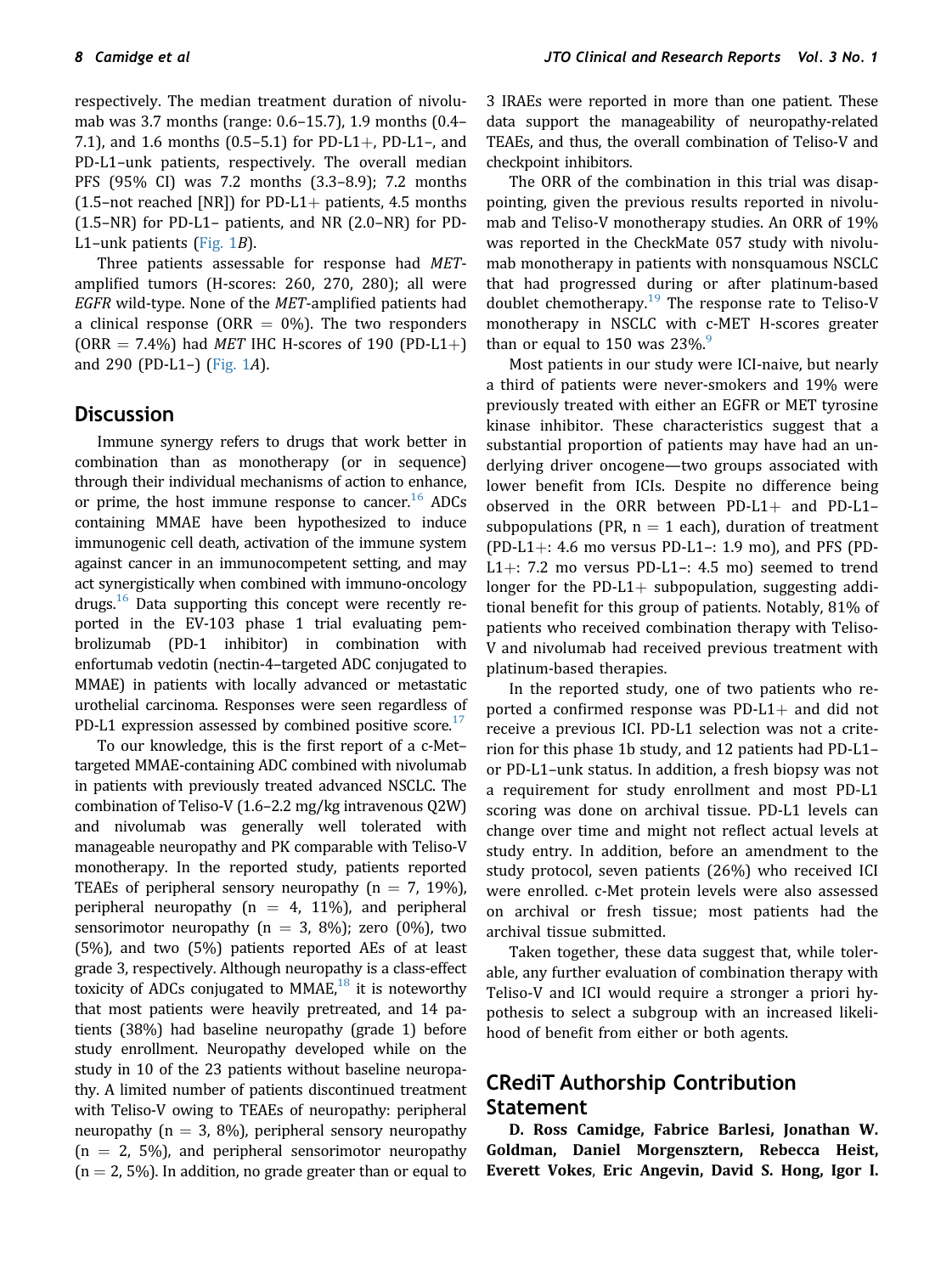respectively. The median treatment duration of nivolumab was 3.7 months (range: 0.6–15.7), 1.9 months (0.4–7.1), and 1.6 months (0.5–5.1) for PD-L1+, PD-L1–, and PD-L1–unk patients, respectively. The overall median PFS (95% CI) was 7.2 months (3.3–8.9); 7.2 months (1.5–not reached [NR]) for PD-L1+ patients, 4.5 months (1.5–NR) for PD-L1– patients, and NR (2.0–NR) for PD-L1–unk patients (Fig. 1*B*).

Three patients assessable for response had *MET*-amplified tumors (H-scores: 260, 270, 280); all were *EGFR* wild-type. None of the *MET*-amplified patients had a clinical response (ORR = 0%). The two responders (ORR = 7.4%) had *MET* IHC H-scores of 190 (PD-L1+) and 290 (PD-L1–) (Fig. 1*A*).

## Discussion

Immune synergy refers to drugs that work better in combination than as monotherapy (or in sequence) through their individual mechanisms of action to enhance, or prime, the host immune response to cancer.[16] ADCs containing MMAE have been hypothesized to induce immunogenic cell death, activation of the immune system against cancer in an immunocompetent setting, and may act synergistically when combined with immuno-oncology drugs.[16] Data supporting this concept were recently reported in the EV-103 phase 1 trial evaluating pembrolizumab (PD-1 inhibitor) in combination with enfortumab vedotin (nectin-4–targeted ADC conjugated to MMAE) in patients with locally advanced or metastatic urothelial carcinoma. Responses were seen regardless of PD-L1 expression assessed by combined positive score.[17]

To our knowledge, this is the first report of a c-Met–targeted MMAE-containing ADC combined with nivolumab in patients with previously treated advanced NSCLC. The combination of Teliso-V (1.6–2.2 mg/kg intravenous Q2W) and nivolumab was generally well tolerated with manageable neuropathy and PK comparable with Teliso-V monotherapy. In the reported study, patients reported TEAEs of peripheral sensory neuropathy (n = 7, 19%), peripheral neuropathy (n = 4, 11%), and peripheral sensorimotor neuropathy (n = 3, 8%); zero (0%), two (5%), and two (5%) patients reported AEs of at least grade 3, respectively. Although neuropathy is a class-effect toxicity of ADCs conjugated to MMAE,[18] it is noteworthy that most patients were heavily pretreated, and 14 patients (38%) had baseline neuropathy (grade 1) before study enrollment. Neuropathy developed while on the study in 10 of the 23 patients without baseline neuropathy. A limited number of patients discontinued treatment with Teliso-V owing to TEAEs of neuropathy: peripheral neuropathy (n = 3, 8%), peripheral sensory neuropathy (n = 2, 5%), and peripheral sensorimotor neuropathy (n = 2, 5%). In addition, no grade greater than or equal to 3 IRAEs were reported in more than one patient. These data support the manageability of neuropathy-related TEAEs, and thus, the overall combination of Teliso-V and checkpoint inhibitors.

The ORR of the combination in this trial was disappointing, given the previous results reported in nivolumab and Teliso-V monotherapy studies. An ORR of 19% was reported in the CheckMate 057 study with nivolumab monotherapy in patients with nonsquamous NSCLC that had progressed during or after platinum-based doublet chemotherapy.[19] The response rate to Teliso-V monotherapy in NSCLC with c-MET H-scores greater than or equal to 150 was 23%.[9]

Most patients in our study were ICI-naive, but nearly a third of patients were never-smokers and 19% were previously treated with either an EGFR or MET tyrosine kinase inhibitor. These characteristics suggest that a substantial proportion of patients may have had an underlying driver oncogene—two groups associated with lower benefit from ICIs. Despite no difference being observed in the ORR between PD-L1+ and PD-L1– subpopulations (PR, n = 1 each), duration of treatment (PD-L1+: 4.6 mo versus PD-L1–: 1.9 mo), and PFS (PD-L1+: 7.2 mo versus PD-L1–: 4.5 mo) seemed to trend longer for the PD-L1+ subpopulation, suggesting additional benefit for this group of patients. Notably, 81% of patients who received combination therapy with Teliso-V and nivolumab had received previous treatment with platinum-based therapies.

In the reported study, one of two patients who reported a confirmed response was PD-L1+ and did not receive a previous ICI. PD-L1 selection was not a criterion for this phase 1b study, and 12 patients had PD-L1– or PD-L1–unk status. In addition, a fresh biopsy was not a requirement for study enrollment and most PD-L1 scoring was done on archival tissue. PD-L1 levels can change over time and might not reflect actual levels at study entry. In addition, before an amendment to the study protocol, seven patients (26%) who received ICI were enrolled. c-Met protein levels were also assessed on archival or fresh tissue; most patients had the archival tissue submitted.

Taken together, these data suggest that, while tolerable, any further evaluation of combination therapy with Teliso-V and ICI would require a stronger a priori hypothesis to select a subgroup with an increased likelihood of benefit from either or both agents.

## CRediT Authorship Contribution Statement

**D. Ross Camidge, Fabrice Barlesi, Jonathan W. Goldman, Daniel Morgensztern, Rebecca Heist, Everett Vokes, Eric Angevin, David S. Hong, Igor I.**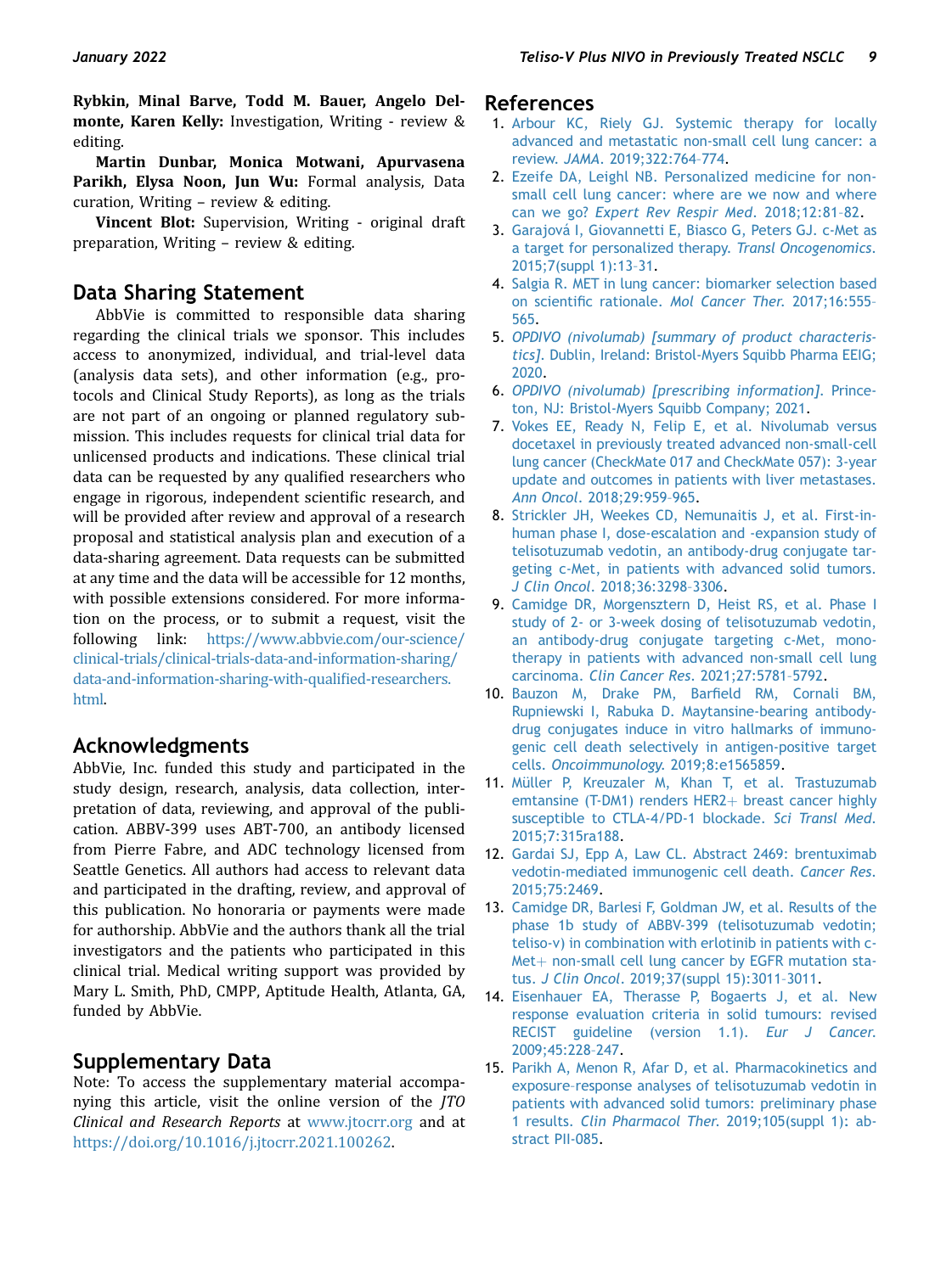**Rybkin, Minal Barve, Todd M. Bauer, Angelo Delmonte, Karen Kelly:** Investigation, Writing - review & editing.

**Martin Dunbar, Monica Motwani, Apurvasena Parikh, Elysa Noon, Jun Wu:** Formal analysis, Data curation, Writing – review & editing.

**Vincent Blot:** Supervision, Writing - original draft preparation, Writing – review & editing.

## Data Sharing Statement

AbbVie is committed to responsible data sharing regarding the clinical trials we sponsor. This includes access to anonymized, individual, and trial-level data (analysis data sets), and other information (e.g., protocols and Clinical Study Reports), as long as the trials are not part of an ongoing or planned regulatory submission. This includes requests for clinical trial data for unlicensed products and indications. These clinical trial data can be requested by any qualified researchers who engage in rigorous, independent scientific research, and will be provided after review and approval of a research proposal and statistical analysis plan and execution of a data-sharing agreement. Data requests can be submitted at any time and the data will be accessible for 12 months, with possible extensions considered. For more information on the process, or to submit a request, visit the following link: https://www.abbvie.com/our-science/clinical-trials/clinical-trials-data-and-information-sharing/data-and-information-sharing-with-qualified-researchers.html.

## Acknowledgments

AbbVie, Inc. funded this study and participated in the study design, research, analysis, data collection, interpretation of data, reviewing, and approval of the publication. ABBV-399 uses ABT-700, an antibody licensed from Pierre Fabre, and ADC technology licensed from Seattle Genetics. All authors had access to relevant data and participated in the drafting, review, and approval of this publication. No honoraria or payments were made for authorship. AbbVie and the authors thank all the trial investigators and the patients who participated in this clinical trial. Medical writing support was provided by Mary L. Smith, PhD, CMPP, Aptitude Health, Atlanta, GA, funded by AbbVie.

## Supplementary Data

Note: To access the supplementary material accompanying this article, visit the online version of the *JTO Clinical and Research Reports* at www.jtocrr.org and at https://doi.org/10.1016/j.jtocrr.2021.100262.

## References

1. Arbour KC, Riely GJ. Systemic therapy for locally advanced and metastatic non-small cell lung cancer: a review. *JAMA*. 2019;322:764–774.
2. Ezeife DA, Leighl NB. Personalized medicine for non-small cell lung cancer: where are we now and where can we go? *Expert Rev Respir Med*. 2018;12:81–82.
3. Garajová I, Giovannetti E, Biasco G, Peters GJ. c-Met as a target for personalized therapy. *Transl Oncogenomics*. 2015;7(suppl 1):13–31.
4. Salgia R. MET in lung cancer: biomarker selection based on scientific rationale. *Mol Cancer Ther*. 2017;16:555–565.
5. *OPDIVO (nivolumab) [summary of product characteristics]*. Dublin, Ireland: Bristol-Myers Squibb Pharma EEIG; 2020.
6. *OPDIVO (nivolumab) [prescribing information]*. Princeton, NJ: Bristol-Myers Squibb Company; 2021.
7. Vokes EE, Ready N, Felip E, et al. Nivolumab versus docetaxel in previously treated advanced non-small-cell lung cancer (CheckMate 017 and CheckMate 057): 3-year update and outcomes in patients with liver metastases. *Ann Oncol*. 2018;29:959–965.
8. Strickler JH, Weekes CD, Nemunaitis J, et al. First-in-human phase I, dose-escalation and -expansion study of telisotuzumab vedotin, an antibody-drug conjugate targeting c-Met, in patients with advanced solid tumors. *J Clin Oncol*. 2018;36:3298–3306.
9. Camidge DR, Morgensztern D, Heist RS, et al. Phase I study of 2- or 3-week dosing of telisotuzumab vedotin, an antibody-drug conjugate targeting c-Met, monotherapy in patients with advanced non-small cell lung carcinoma. *Clin Cancer Res*. 2021;27:5781–5792.
10. Bauzon M, Drake PM, Barfield RM, Cornali BM, Rupniewski I, Rabuka D. Maytansine-bearing antibody-drug conjugates induce in vitro hallmarks of immunogenic cell death selectively in antigen-positive target cells. *Oncoimmunology*. 2019;8:e1565859.
11. Müller P, Kreuzaler M, Khan T, et al. Trastuzumab emtansine (T-DM1) renders HER2+ breast cancer highly susceptible to CTLA-4/PD-1 blockade. *Sci Transl Med*. 2015;7:315ra188.
12. Gardai SJ, Epp A, Law CL. Abstract 2469: brentuximab vedotin-mediated immunogenic cell death. *Cancer Res*. 2015;75:2469.
13. Camidge DR, Barlesi F, Goldman JW, et al. Results of the phase 1b study of ABBV-399 (telisotuzumab vedotin; teliso-v) in combination with erlotinib in patients with c-Met+ non-small cell lung cancer by EGFR mutation status. *J Clin Oncol*. 2019;37(suppl 15):3011–3011.
14. Eisenhauer EA, Therasse P, Bogaerts J, et al. New response evaluation criteria in solid tumours: revised RECIST guideline (version 1.1). *Eur J Cancer*. 2009;45:228–247.
15. Parikh A, Menon R, Afar D, et al. Pharmacokinetics and exposure-response analyses of telisotuzumab vedotin in patients with advanced solid tumors: preliminary phase 1 results. *Clin Pharmacol Ther*. 2019;105(suppl 1): abstract PII-085.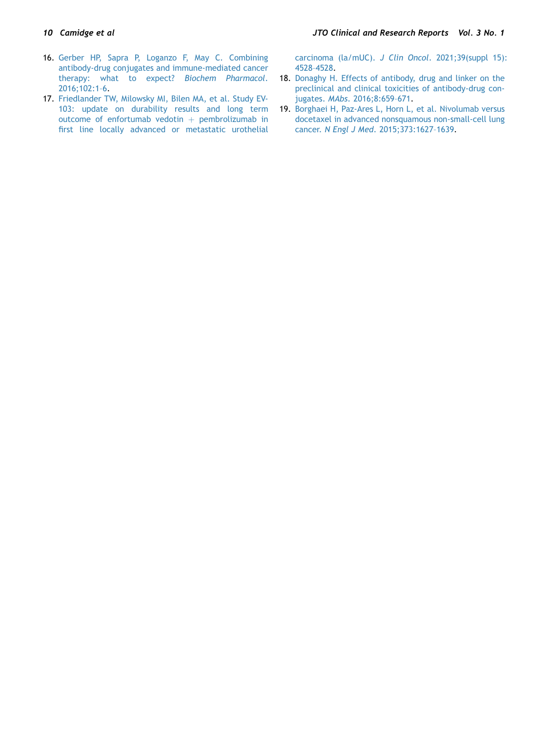16. Gerber HP, Sapra P, Loganzo F, May C. Combining antibody-drug conjugates and immune-mediated cancer therapy: what to expect? *Biochem Pharmacol*. 2016;102:1–6.
17. Friedlander TW, Milowsky MI, Bilen MA, et al. Study EV-103: update on durability results and long term outcome of enfortumab vedotin + pembrolizumab in first line locally advanced or metastatic urothelial carcinoma (la/mUC). *J Clin Oncol*. 2021;39(suppl 15): 4528–4528.
18. Donaghy H. Effects of antibody, drug and linker on the preclinical and clinical toxicities of antibody-drug conjugates. *MAbs*. 2016;8:659–671.
19. Borghaei H, Paz-Ares L, Horn L, et al. Nivolumab versus docetaxel in advanced nonsquamous non-small-cell lung cancer. *N Engl J Med*. 2015;373:1627–1639.